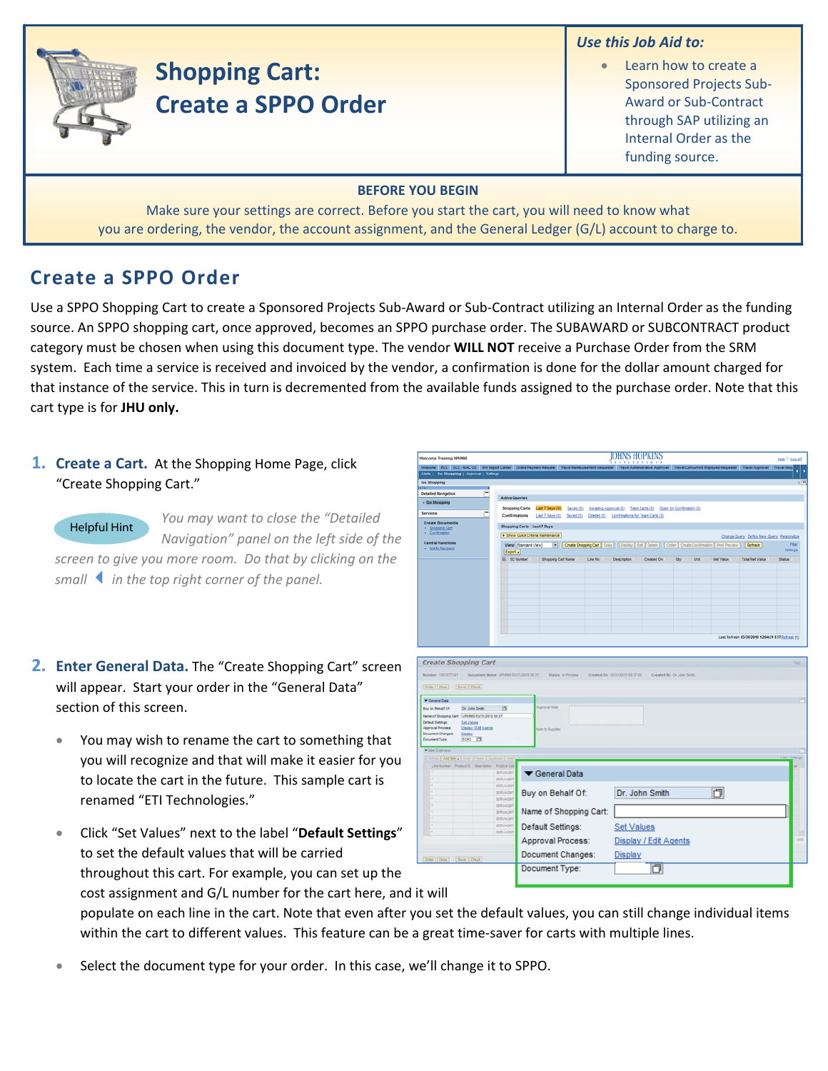# Shopping Cart: Create a SPPO Order

*Use this Job Aid to:*

- Learn how to create a Sponsored Projects Sub-Award or Sub-Contract through SAP utilizing an Internal Order as the funding source.

**BEFORE YOU BEGIN**

Make sure your settings are correct. Before you start the cart, you will need to know what you are ordering, the vendor, the account assignment, and the General Ledger (G/L) account to charge to.

## Create a SPPO Order

Use a SPPO Shopping Cart to create a Sponsored Projects Sub-Award or Sub-Contract utilizing an Internal Order as the funding source. An SPPO shopping cart, once approved, becomes an SPPO purchase order. The SUBAWARD or SUBCONTRACT product category must be chosen when using this document type. The vendor **WILL NOT** receive a Purchase Order from the SRM system. Each time a service is received and invoiced by the vendor, a confirmation is done for the dollar amount charged for that instance of the service. This in turn is decremented from the available funds assigned to the purchase order. Note that this cart type is for **JHU only.**

1. **Create a Cart.** At the Shopping Home Page, click "Create Shopping Cart."

   Helpful Hint *You may want to close the "Detailed Navigation" panel on the left side of the screen to give you more room. Do that by clicking on the small ◀ in the top right corner of the panel.*

2. **Enter General Data.** The "Create Shopping Cart" screen will appear. Start your order in the "General Data" section of this screen.

   - You may wish to rename the cart to something that you will recognize and that will make it easier for you to locate the cart in the future. This sample cart is renamed "ETI Technologies."
   - Click "Set Values" next to the label "**Default Settings**" to set the default values that will be carried throughout this cart. For example, you can set up the cost assignment and G/L number for the cart here, and it will populate on each line in the cart. Note that even after you set the default values, you can still change individual items within the cart to different values. This feature can be a great time-saver for carts with multiple lines.
   - Select the document type for your order. In this case, we'll change it to SPPO.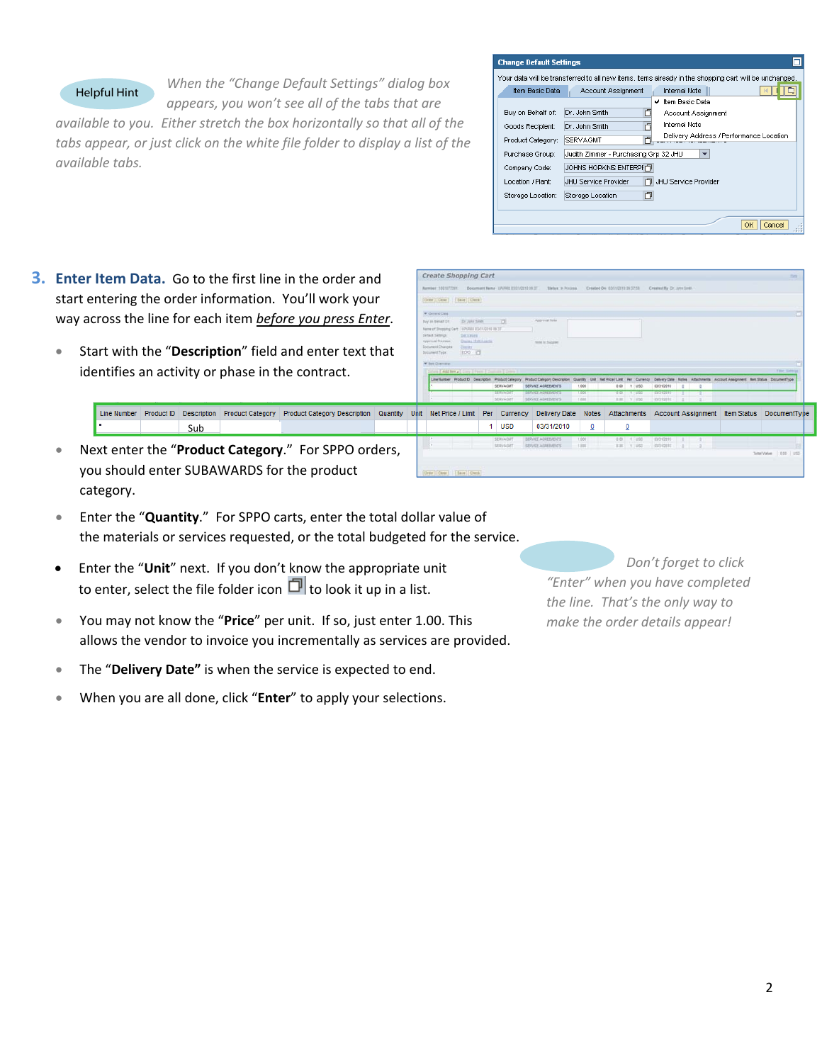Helpful Hint

*When the "Change Default Settings" dialog box appears, you won't see all of the tabs that are available to you. Either stretch the box horizontally so that all of the tabs appear, or just click on the white file folder to display a list of the available tabs.*

Change Default Settings

Your data will be transferred to all new items. Items already in the shopping cart will be unchanged.

Item Basic Data | Account Assignment | Internal Note

- ✓ Item Basic Data
- Account Assignment
- Internal Note
- Delivery Address / Performance Location

| | |
|---|---|
| Buy on Behalf of: | Dr. John Smith |
| Goods Recipient: | Dr. John Smith |
| Product Category: | SERVAGMT |
| Purchase Group: | Judith Zimmer - Purchasing Grp 32 JHU |
| Company Code: | JOHNS HOPKINS ENTERPR |
| Location / Plant: | JHU Service Provider — JHU Service Provider |
| Storage Location: | Storage Location |

OK | Cancel

## 3. Enter Item Data.

Go to the first line in the order and start entering the order information. You'll work your way across the line for each item *before you press Enter*.

- Start with the "**Description**" field and enter text that identifies an activity or phase in the contract.

| Line Number | Product ID | Description | Product Category | Product Category Description | Quantity | Unit | Net Price / Limit | Per | Currency | Delivery Date | Notes | Attachments | Account Assignment | Item Status | DocumentType |
|---|---|---|---|---|---|---|---|---|---|---|---|---|---|---|---|
| * | | Sub | | | | | | 1 | USD | 03/31/2010 | 0 | 0 | | | |

- Next enter the "**Product Category**." For SPPO orders, you should enter SUBAWARDS for the product category.
- Enter the "**Quantity**." For SPPO carts, enter the total dollar value of the materials or services requested, or the total budgeted for the service.
- Enter the "**Unit**" next. If you don't know the appropriate unit to enter, select the file folder icon to look it up in a list.
- You may not know the "**Price**" per unit. If so, just enter 1.00. This allows the vendor to invoice you incrementally as services are provided.
- The "**Delivery Date**" is when the service is expected to end.
- When you are all done, click "**Enter**" to apply your selections.

*Don't forget to click "Enter" when you have completed the line. That's the only way to make the order details appear!*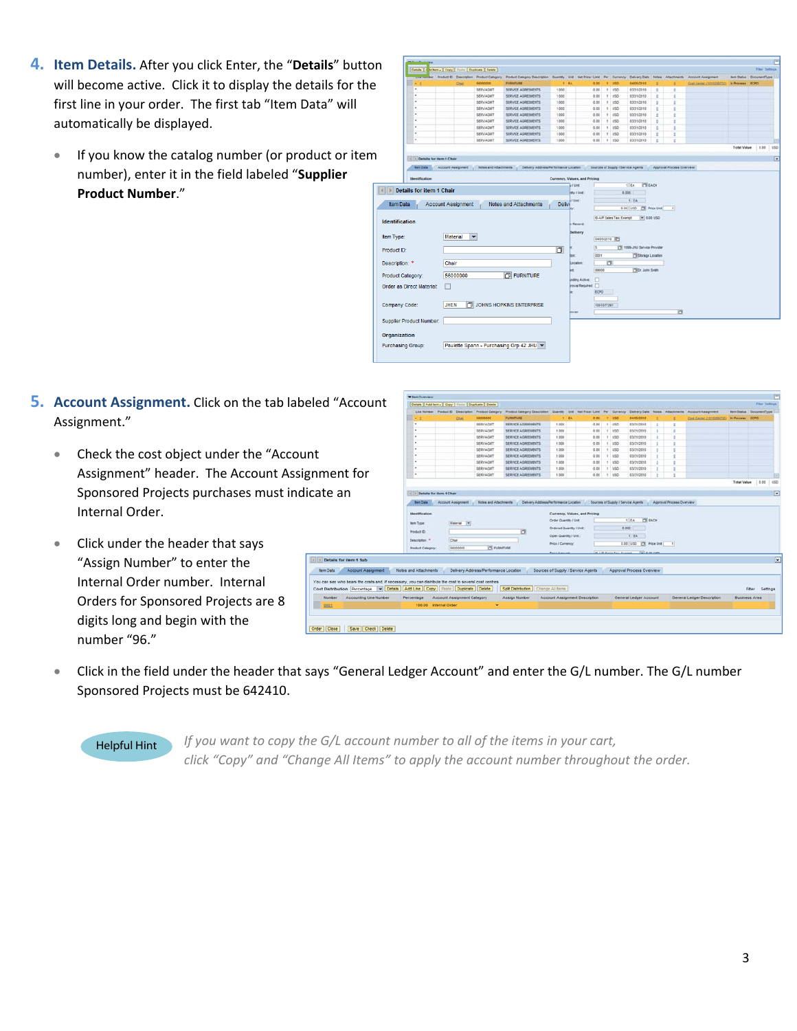4. **Item Details.** After you click Enter, the "**Details**" button will become active. Click it to display the details for the first line in your order. The first tab "Item Data" will automatically be displayed.

   - If you know the catalog number (or product or item number), enter it in the field labeled "**Supplier Product Number**."

5. **Account Assignment.** Click on the tab labeled "Account Assignment."

   - Check the cost object under the "Account Assignment" header. The Account Assignment for Sponsored Projects purchases must indicate an Internal Order.
   - Click under the header that says "Assign Number" to enter the Internal Order number. Internal Orders for Sponsored Projects are 8 digits long and begin with the number "96."
   - Click in the field under the header that says "General Ledger Account" and enter the G/L number. The G/L number Sponsored Projects must be 642410.

Helpful Hint

*If you want to copy the G/L account number to all of the items in your cart, click "Copy" and "Change All Items" to apply the account number throughout the order.*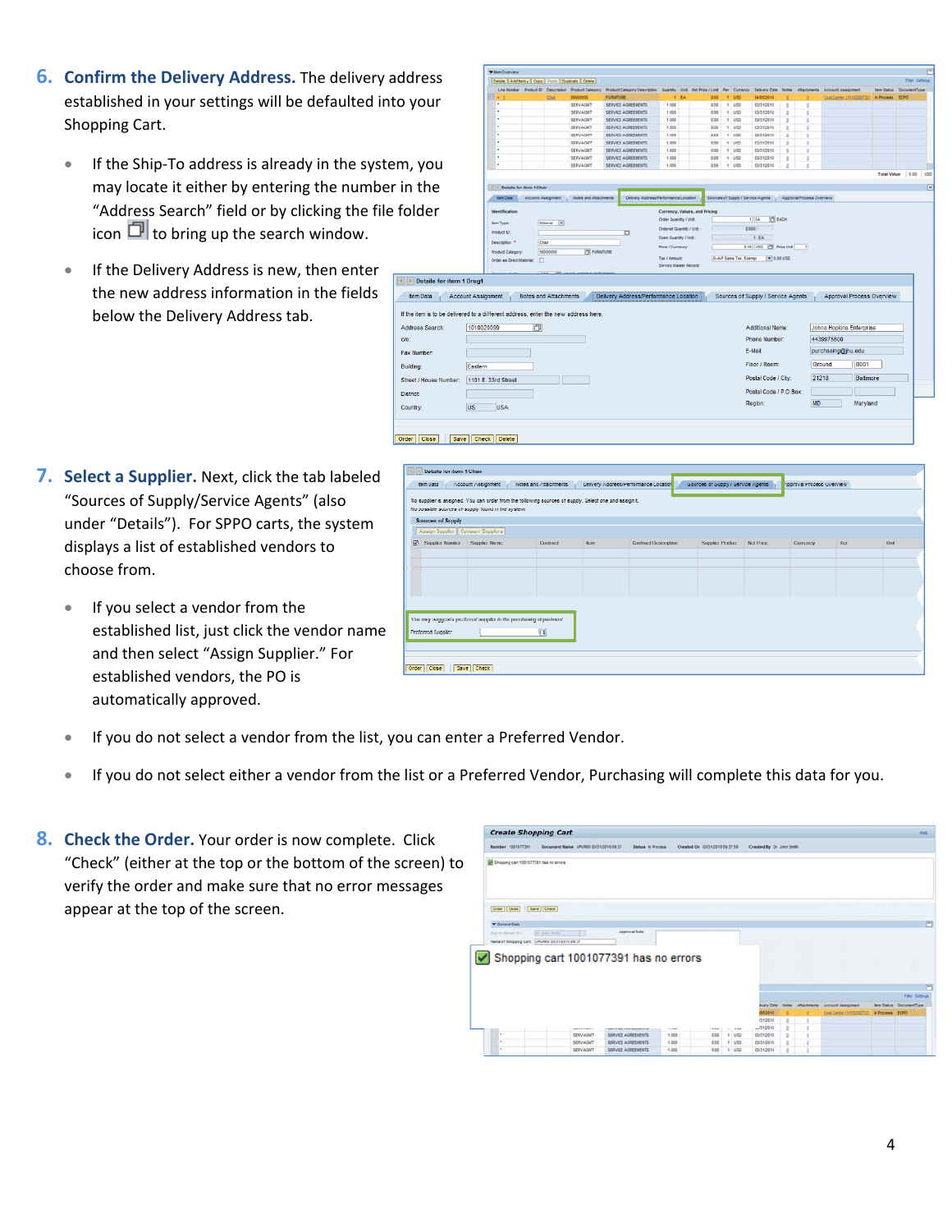6. **Confirm the Delivery Address.** The delivery address established in your settings will be defaulted into your Shopping Cart.

   - If the Ship-To address is already in the system, you may locate it either by entering the number in the "Address Search" field or by clicking the file folder icon to bring up the search window.
   - If the Delivery Address is new, then enter the new address information in the fields below the Delivery Address tab.

7. **Select a Supplier.** Next, click the tab labeled "Sources of Supply/Service Agents" (also under "Details"). For SPPO carts, the system displays a list of established vendors to choose from.

   - If you select a vendor from the established list, just click the vendor name and then select "Assign Supplier." For established vendors, the PO is automatically approved.
   - If you do not select a vendor from the list, you can enter a Preferred Vendor.
   - If you do not select either a vendor from the list or a Preferred Vendor, Purchasing will complete this data for you.

8. **Check the Order.** Your order is now complete. Click "Check" (either at the top or the bottom of the screen) to verify the order and make sure that no error messages appear at the top of the screen.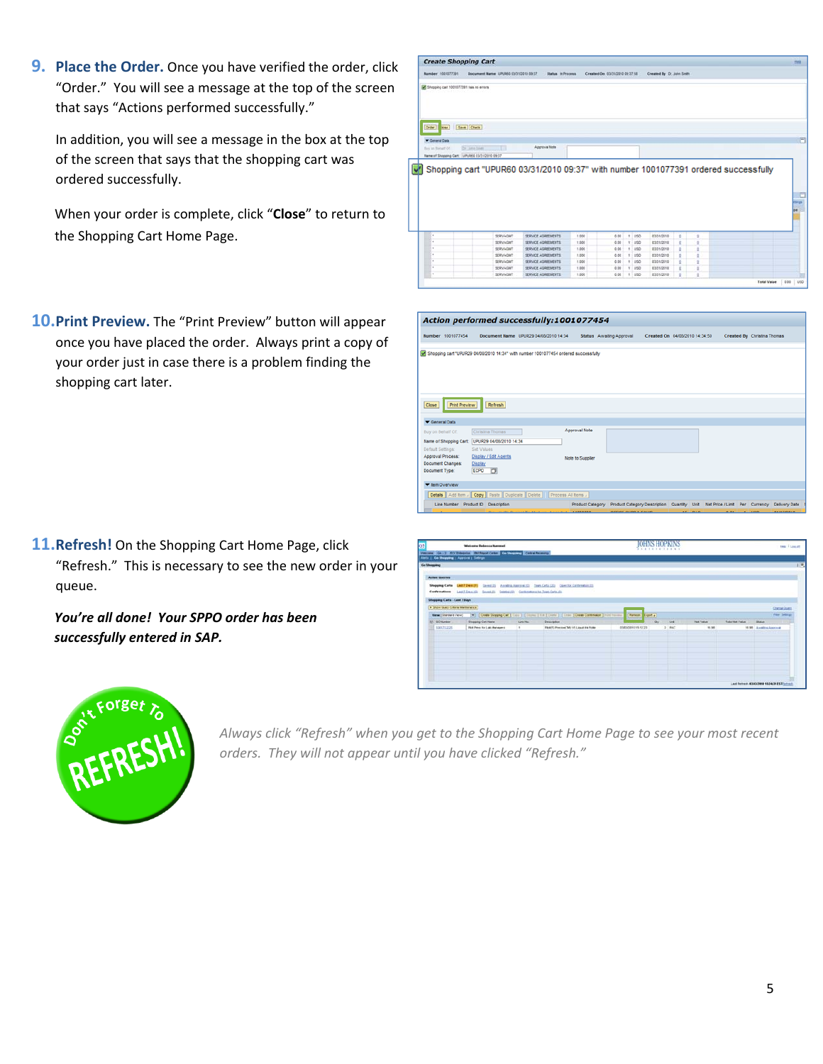**9. Place the Order.** Once you have verified the order, click "Order." You will see a message at the top of the screen that says "Actions performed successfully."

In addition, you will see a message in the box at the top of the screen that says that the shopping cart was ordered successfully.

When your order is complete, click "**Close**" to return to the Shopping Cart Home Page.

**10. Print Preview.** The "Print Preview" button will appear once you have placed the order. Always print a copy of your order just in case there is a problem finding the shopping cart later.

**11. Refresh!** On the Shopping Cart Home Page, click "Refresh." This is necessary to see the new order in your queue.

***You're all done! Your SPPO order has been successfully entered in SAP.***

Don't Forget To REFRESH!

*Always click "Refresh" when you get to the Shopping Cart Home Page to see your most recent orders. They will not appear until you have clicked "Refresh."*